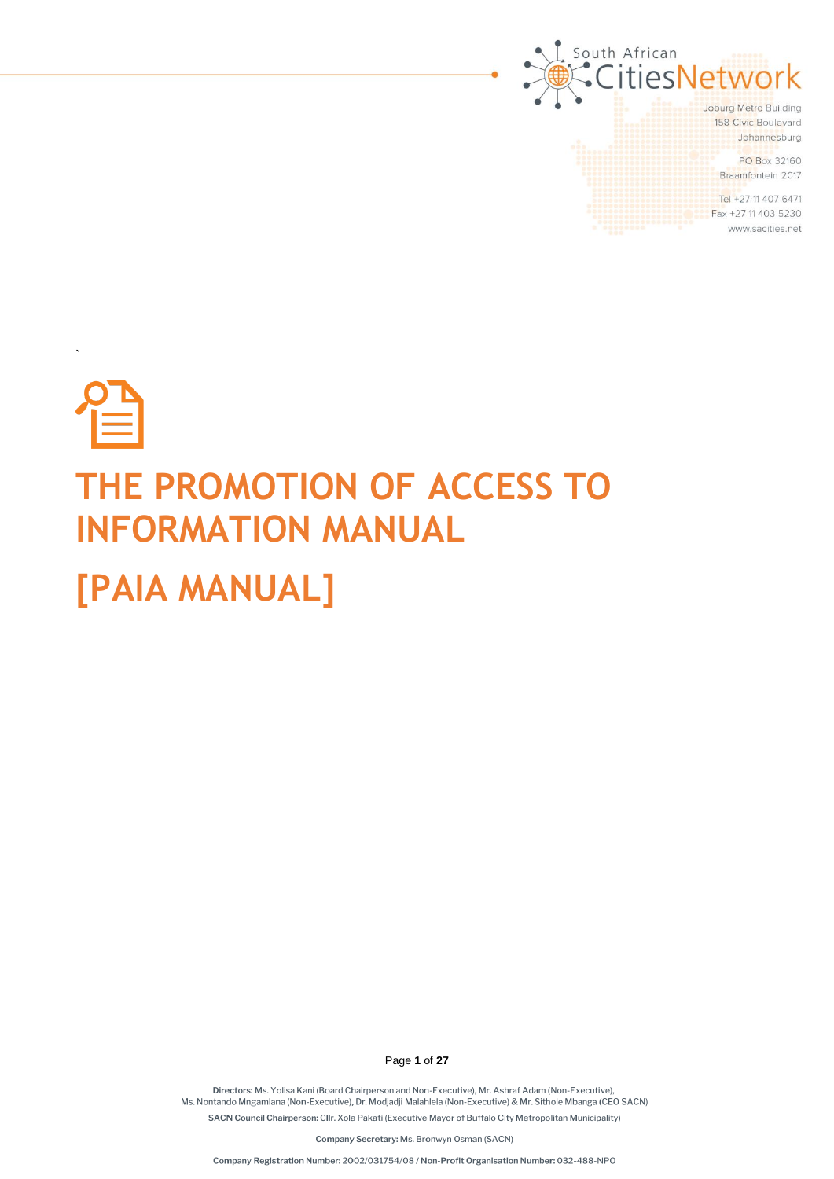South African CitiesNetwork

Joburg Metro Building
158 Civic Boulevard
Johannesburg

PO Box 32160
Braamfontein 2017

Tel +27 11 407 6471
Fax +27 11 403 5230
www.sacities.net

`

# THE PROMOTION OF ACCESS TO INFORMATION MANUAL

# [PAIA MANUAL]

**Directors:** Ms. Yolisa Kani (Board Chairperson and Non-Executive), Mr. Ashraf Adam (Non-Executive), Ms. Nontando Mngamlana (Non-Executive), Dr. Modjadji Malahlela (Non-Executive) & Mr. Sithole Mbanga (CEO SACN)

**SACN Council Chairperson:** Cllr. Xola Pakati (Executive Mayor of Buffalo City Metropolitan Municipality)

**Company Secretary:** Ms. Bronwyn Osman (SACN)

**Company Registration Number:** 2002/031754/08 / **Non-Profit Organisation Number:** 032-488-NPO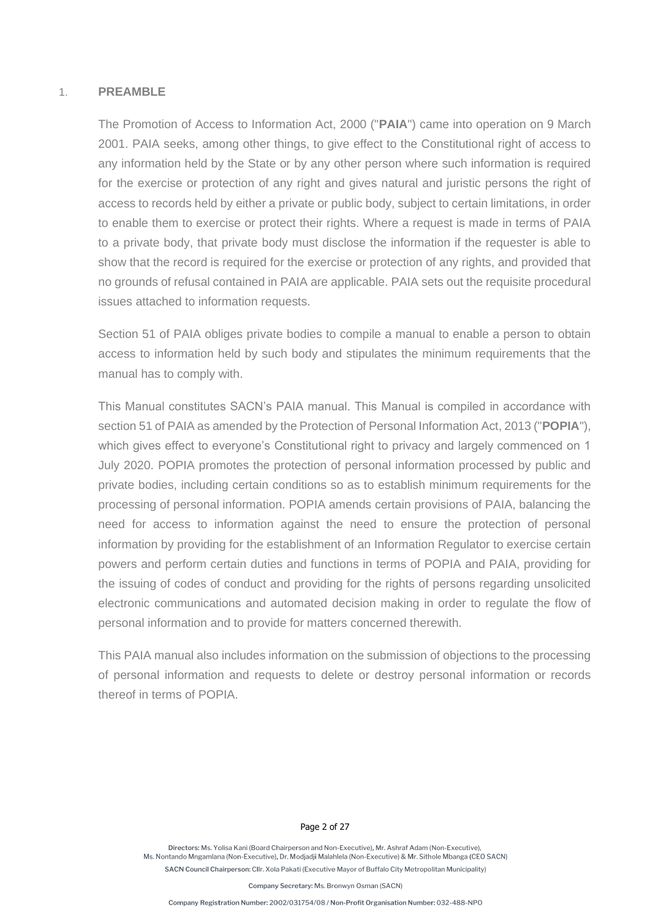## 1. PREAMBLE

The Promotion of Access to Information Act, 2000 ("**PAIA**") came into operation on 9 March 2001. PAIA seeks, among other things, to give effect to the Constitutional right of access to any information held by the State or by any other person where such information is required for the exercise or protection of any right and gives natural and juristic persons the right of access to records held by either a private or public body, subject to certain limitations, in order to enable them to exercise or protect their rights. Where a request is made in terms of PAIA to a private body, that private body must disclose the information if the requester is able to show that the record is required for the exercise or protection of any rights, and provided that no grounds of refusal contained in PAIA are applicable. PAIA sets out the requisite procedural issues attached to information requests.

Section 51 of PAIA obliges private bodies to compile a manual to enable a person to obtain access to information held by such body and stipulates the minimum requirements that the manual has to comply with.

This Manual constitutes SACN's PAIA manual. This Manual is compiled in accordance with section 51 of PAIA as amended by the Protection of Personal Information Act, 2013 ("**POPIA**"), which gives effect to everyone's Constitutional right to privacy and largely commenced on 1 July 2020. POPIA promotes the protection of personal information processed by public and private bodies, including certain conditions so as to establish minimum requirements for the processing of personal information. POPIA amends certain provisions of PAIA, balancing the need for access to information against the need to ensure the protection of personal information by providing for the establishment of an Information Regulator to exercise certain powers and perform certain duties and functions in terms of POPIA and PAIA, providing for the issuing of codes of conduct and providing for the rights of persons regarding unsolicited electronic communications and automated decision making in order to regulate the flow of personal information and to provide for matters concerned therewith.

This PAIA manual also includes information on the submission of objections to the processing of personal information and requests to delete or destroy personal information or records thereof in terms of POPIA.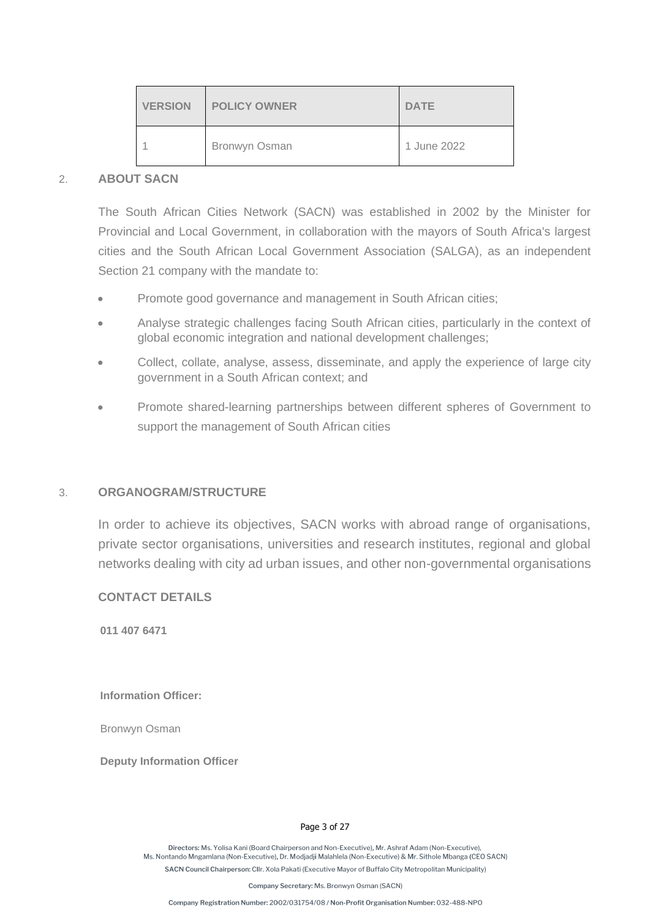| VERSION | POLICY OWNER | DATE |
| --- | --- | --- |
| 1 | Bronwyn Osman | 1 June 2022 |

## 2. ABOUT SACN

The South African Cities Network (SACN) was established in 2002 by the Minister for Provincial and Local Government, in collaboration with the mayors of South Africa's largest cities and the South African Local Government Association (SALGA), as an independent Section 21 company with the mandate to:

- Promote good governance and management in South African cities;
- Analyse strategic challenges facing South African cities, particularly in the context of global economic integration and national development challenges;
- Collect, collate, analyse, assess, disseminate, and apply the experience of large city government in a South African context; and
- Promote shared-learning partnerships between different spheres of Government to support the management of South African cities

## 3. ORGANOGRAM/STRUCTURE

In order to achieve its objectives, SACN works with abroad range of organisations, private sector organisations, universities and research institutes, regional and global networks dealing with city ad urban issues, and other non-governmental organisations

**CONTACT DETAILS**

**011 407 6471**

**Information Officer:**

Bronwyn Osman

**Deputy Information Officer**

Directors: Ms. Yolisa Kani (Board Chairperson and Non-Executive), Mr. Ashraf Adam (Non-Executive), Ms. Nontando Mngamlana (Non-Executive), Dr. Modjadji Malahlela (Non-Executive) & Mr. Sithole Mbanga (CEO SACN)

SACN Council Chairperson: Cllr. Xola Pakati (Executive Mayor of Buffalo City Metropolitan Municipality)

Company Secretary: Ms. Bronwyn Osman (SACN)

Company Registration Number: 2002/031754/08 / Non-Profit Organisation Number: 032-488-NPO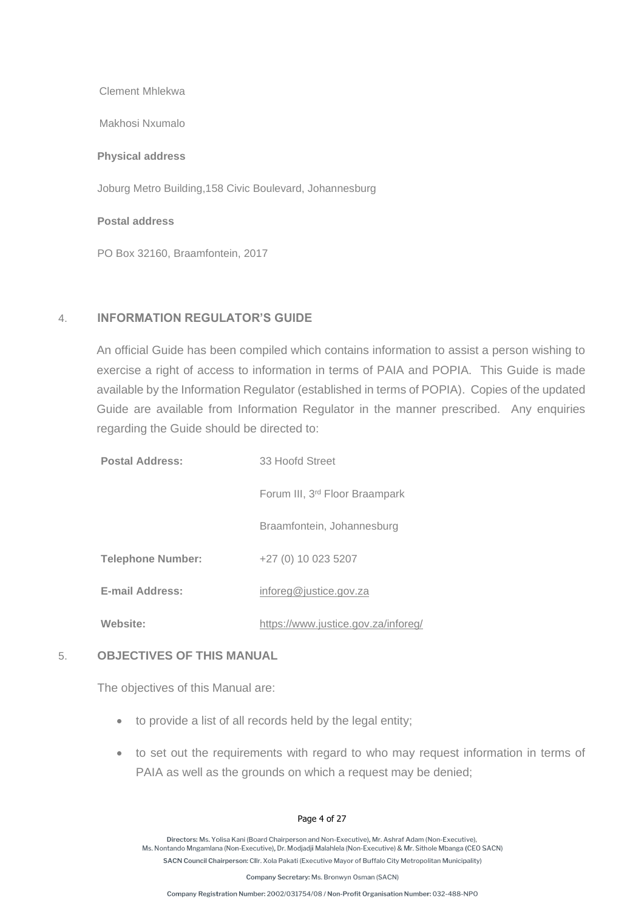Clement Mhlekwa

Makhosi Nxumalo

**Physical address**

Joburg Metro Building,158 Civic Boulevard, Johannesburg

**Postal address**

PO Box 32160, Braamfontein, 2017

## 4. INFORMATION REGULATOR'S GUIDE

An official Guide has been compiled which contains information to assist a person wishing to exercise a right of access to information in terms of PAIA and POPIA. This Guide is made available by the Information Regulator (established in terms of POPIA). Copies of the updated Guide are available from Information Regulator in the manner prescribed. Any enquiries regarding the Guide should be directed to:

| | |
|---|---|
| **Postal Address:** | 33 Hoofd Street |
| | Forum III, 3rd Floor Braampark |
| | Braamfontein, Johannesburg |
| **Telephone Number:** | +27 (0) 10 023 5207 |
| **E-mail Address:** | inforeg@justice.gov.za |
| **Website:** | https://www.justice.gov.za/inforeg/ |

## 5. OBJECTIVES OF THIS MANUAL

The objectives of this Manual are:

- to provide a list of all records held by the legal entity;
- to set out the requirements with regard to who may request information in terms of PAIA as well as the grounds on which a request may be denied;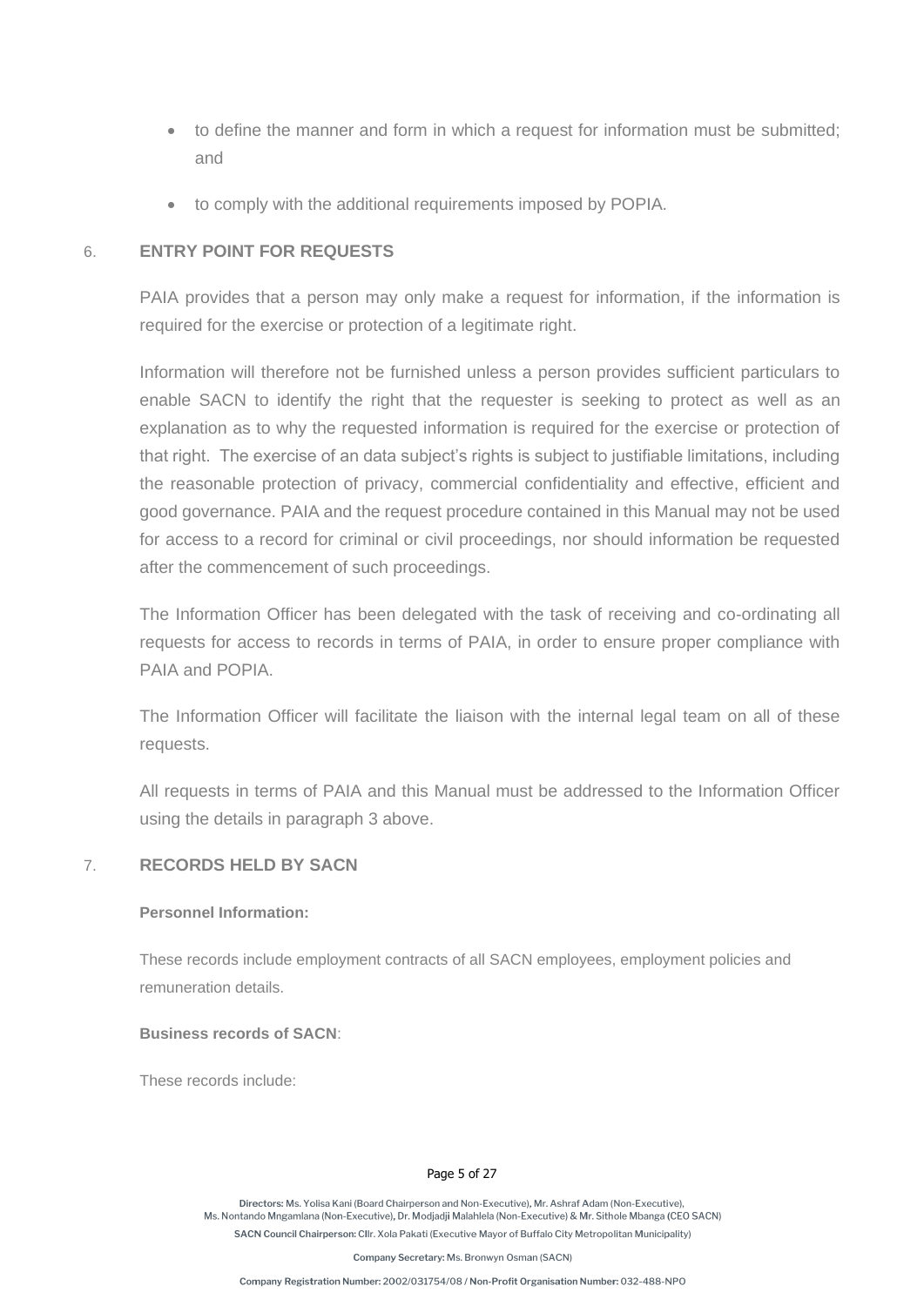- to define the manner and form in which a request for information must be submitted; and
- to comply with the additional requirements imposed by POPIA.

## 6. ENTRY POINT FOR REQUESTS

PAIA provides that a person may only make a request for information, if the information is required for the exercise or protection of a legitimate right.

Information will therefore not be furnished unless a person provides sufficient particulars to enable SACN to identify the right that the requester is seeking to protect as well as an explanation as to why the requested information is required for the exercise or protection of that right. The exercise of an data subject's rights is subject to justifiable limitations, including the reasonable protection of privacy, commercial confidentiality and effective, efficient and good governance. PAIA and the request procedure contained in this Manual may not be used for access to a record for criminal or civil proceedings, nor should information be requested after the commencement of such proceedings.

The Information Officer has been delegated with the task of receiving and co-ordinating all requests for access to records in terms of PAIA, in order to ensure proper compliance with PAIA and POPIA.

The Information Officer will facilitate the liaison with the internal legal team on all of these requests.

All requests in terms of PAIA and this Manual must be addressed to the Information Officer using the details in paragraph 3 above.

## 7. RECORDS HELD BY SACN

**Personnel Information:**

These records include employment contracts of all SACN employees, employment policies and remuneration details.

**Business records of SACN**:

These records include: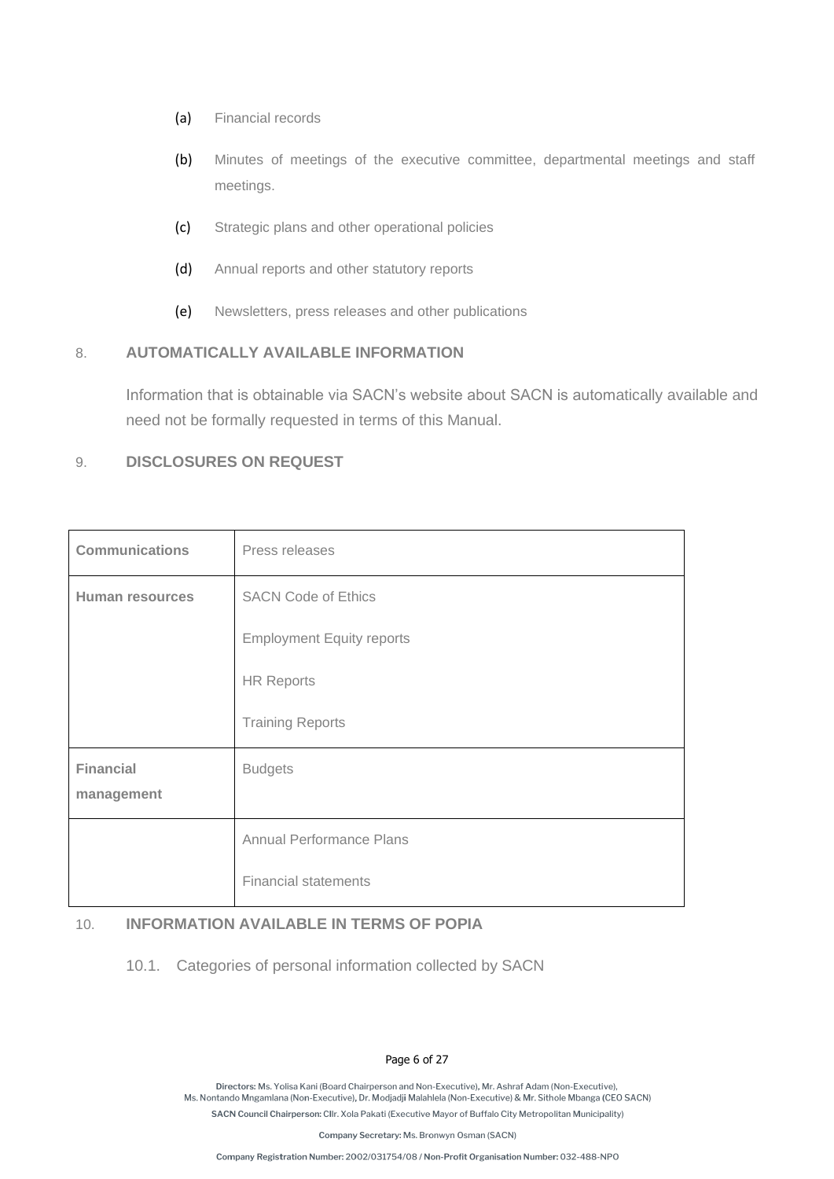- (a) Financial records
- (b) Minutes of meetings of the executive committee, departmental meetings and staff meetings.
- (c) Strategic plans and other operational policies
- (d) Annual reports and other statutory reports
- (e) Newsletters, press releases and other publications

## 8. AUTOMATICALLY AVAILABLE INFORMATION

Information that is obtainable via SACN's website about SACN is automatically available and need not be formally requested in terms of this Manual.

## 9. DISCLOSURES ON REQUEST

| | |
|---|---|
| **Communications** | Press releases |
| **Human resources** | SACN Code of Ethics<br>Employment Equity reports<br>HR Reports<br>Training Reports |
| **Financial management** | Budgets |
| | Annual Performance Plans<br>Financial statements |

## 10. INFORMATION AVAILABLE IN TERMS OF POPIA

10.1. Categories of personal information collected by SACN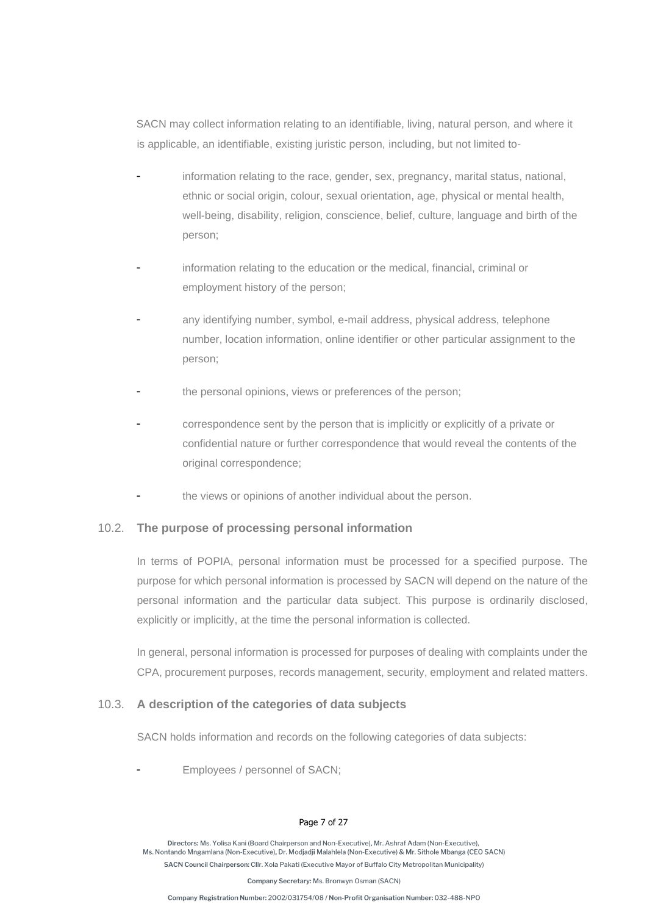SACN may collect information relating to an identifiable, living, natural person, and where it is applicable, an identifiable, existing juristic person, including, but not limited to-

- information relating to the race, gender, sex, pregnancy, marital status, national, ethnic or social origin, colour, sexual orientation, age, physical or mental health, well-being, disability, religion, conscience, belief, culture, language and birth of the person;
- information relating to the education or the medical, financial, criminal or employment history of the person;
- any identifying number, symbol, e-mail address, physical address, telephone number, location information, online identifier or other particular assignment to the person;
- the personal opinions, views or preferences of the person;
- correspondence sent by the person that is implicitly or explicitly of a private or confidential nature or further correspondence that would reveal the contents of the original correspondence;
- the views or opinions of another individual about the person.

### 10.2. The purpose of processing personal information

In terms of POPIA, personal information must be processed for a specified purpose. The purpose for which personal information is processed by SACN will depend on the nature of the personal information and the particular data subject. This purpose is ordinarily disclosed, explicitly or implicitly, at the time the personal information is collected.

In general, personal information is processed for purposes of dealing with complaints under the CPA, procurement purposes, records management, security, employment and related matters.

### 10.3. A description of the categories of data subjects

SACN holds information and records on the following categories of data subjects:

- Employees / personnel of SACN;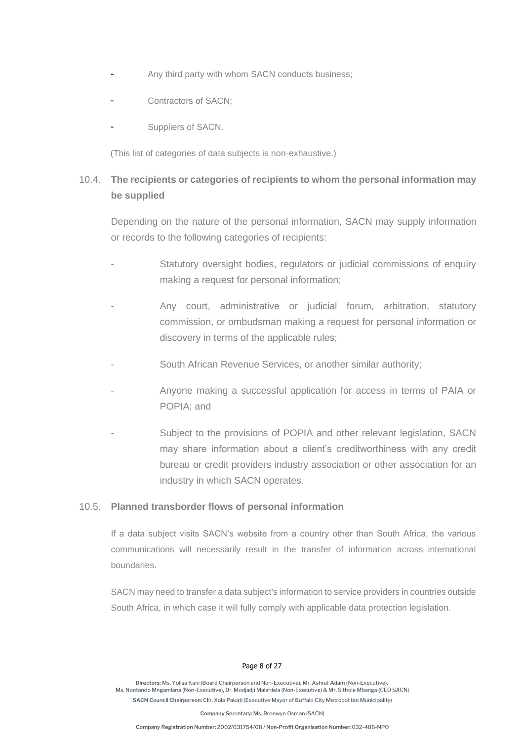- Any third party with whom SACN conducts business;
- Contractors of SACN;
- Suppliers of SACN.

(This list of categories of data subjects is non-exhaustive.)

### 10.4. The recipients or categories of recipients to whom the personal information may be supplied

Depending on the nature of the personal information, SACN may supply information or records to the following categories of recipients:

- Statutory oversight bodies, regulators or judicial commissions of enquiry making a request for personal information;
- Any court, administrative or judicial forum, arbitration, statutory commission, or ombudsman making a request for personal information or discovery in terms of the applicable rules;
- South African Revenue Services, or another similar authority;
- Anyone making a successful application for access in terms of PAIA or POPIA; and
- Subject to the provisions of POPIA and other relevant legislation, SACN may share information about a client's creditworthiness with any credit bureau or credit providers industry association or other association for an industry in which SACN operates.

### 10.5. Planned transborder flows of personal information

If a data subject visits SACN's website from a country other than South Africa, the various communications will necessarily result in the transfer of information across international boundaries.

SACN may need to transfer a data subject's information to service providers in countries outside South Africa, in which case it will fully comply with applicable data protection legislation.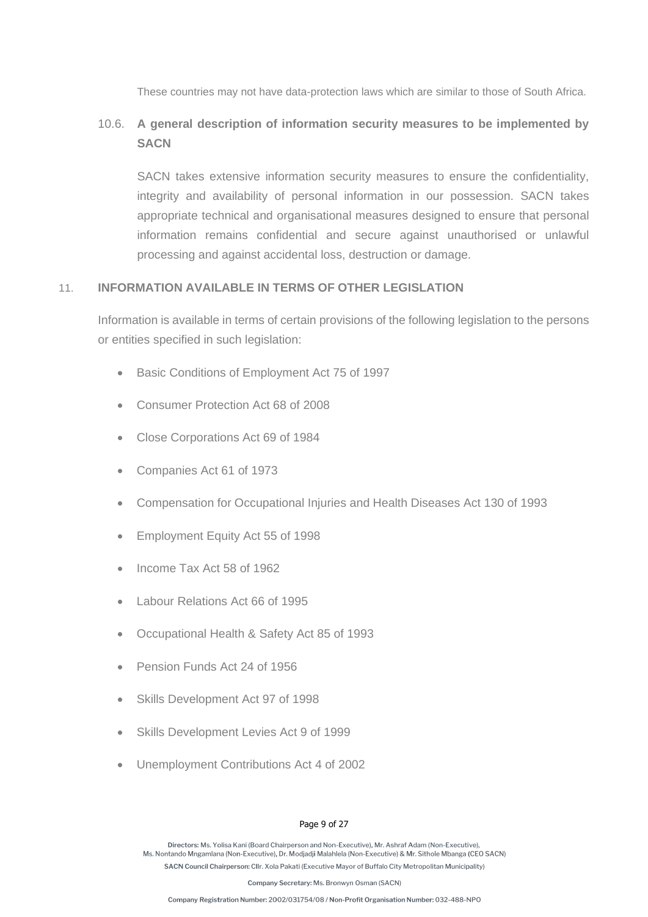These countries may not have data-protection laws which are similar to those of South Africa.

### 10.6. A general description of information security measures to be implemented by SACN

SACN takes extensive information security measures to ensure the confidentiality, integrity and availability of personal information in our possession. SACN takes appropriate technical and organisational measures designed to ensure that personal information remains confidential and secure against unauthorised or unlawful processing and against accidental loss, destruction or damage.

## 11. INFORMATION AVAILABLE IN TERMS OF OTHER LEGISLATION

Information is available in terms of certain provisions of the following legislation to the persons or entities specified in such legislation:

- Basic Conditions of Employment Act 75 of 1997
- Consumer Protection Act 68 of 2008
- Close Corporations Act 69 of 1984
- Companies Act 61 of 1973
- Compensation for Occupational Injuries and Health Diseases Act 130 of 1993
- Employment Equity Act 55 of 1998
- Income Tax Act 58 of 1962
- Labour Relations Act 66 of 1995
- Occupational Health & Safety Act 85 of 1993
- Pension Funds Act 24 of 1956
- Skills Development Act 97 of 1998
- Skills Development Levies Act 9 of 1999
- Unemployment Contributions Act 4 of 2002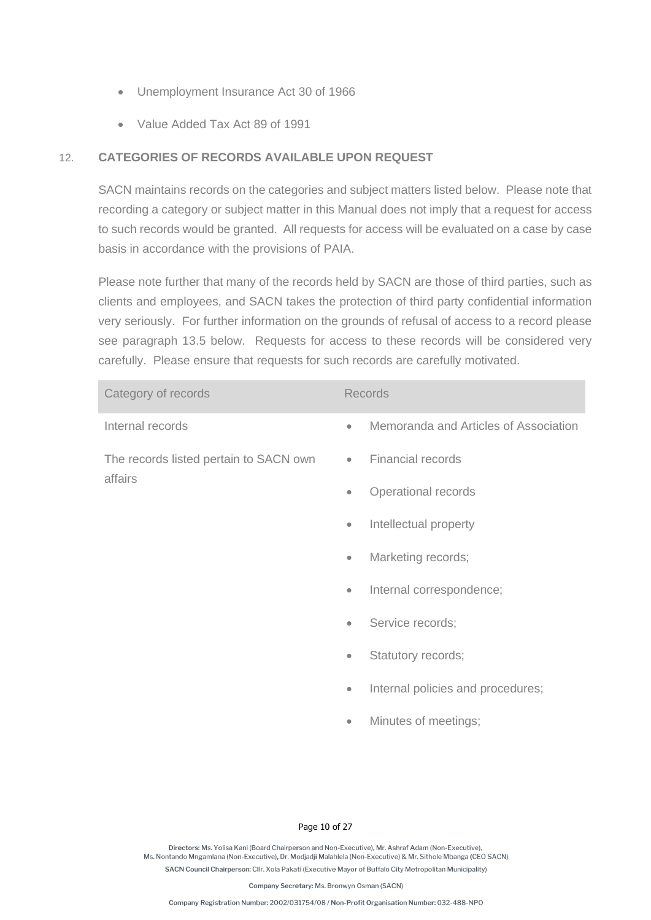- Unemployment Insurance Act 30 of 1966
- Value Added Tax Act 89 of 1991

## 12. CATEGORIES OF RECORDS AVAILABLE UPON REQUEST

SACN maintains records on the categories and subject matters listed below. Please note that recording a category or subject matter in this Manual does not imply that a request for access to such records would be granted. All requests for access will be evaluated on a case by case basis in accordance with the provisions of PAIA.

Please note further that many of the records held by SACN are those of third parties, such as clients and employees, and SACN takes the protection of third party confidential information very seriously. For further information on the grounds of refusal of access to a record please see paragraph 13.5 below. Requests for access to these records will be considered very carefully. Please ensure that requests for such records are carefully motivated.

| Category of records | Records |
| --- | --- |
| Internal records<br><br>The records listed pertain to SACN own affairs | • Memoranda and Articles of Association<br>• Financial records<br>• Operational records<br>• Intellectual property<br>• Marketing records;<br>• Internal correspondence;<br>• Service records;<br>• Statutory records;<br>• Internal policies and procedures;<br>• Minutes of meetings; |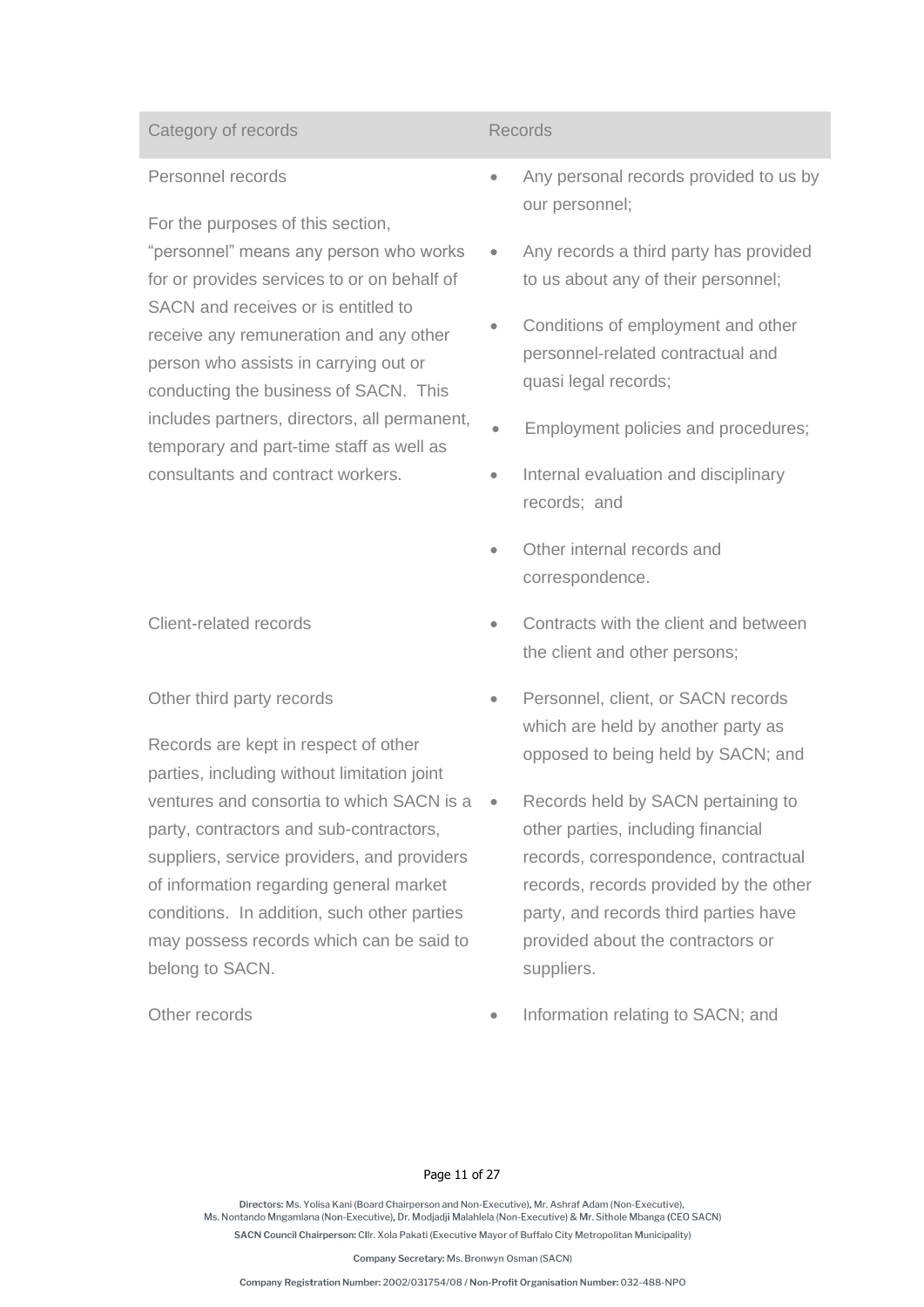| Category of records | Records |
| --- | --- |
| Personnel records<br><br>For the purposes of this section, "personnel" means any person who works for or provides services to or on behalf of SACN and receives or is entitled to receive any remuneration and any other person who assists in carrying out or conducting the business of SACN. This includes partners, directors, all permanent, temporary and part-time staff as well as consultants and contract workers. | • Any personal records provided to us by our personnel;<br>• Any records a third party has provided to us about any of their personnel;<br>• Conditions of employment and other personnel-related contractual and quasi legal records;<br>• Employment policies and procedures;<br>• Internal evaluation and disciplinary records; and<br>• Other internal records and correspondence. |
| Client-related records | • Contracts with the client and between the client and other persons; |
| Other third party records<br><br>Records are kept in respect of other parties, including without limitation joint ventures and consortia to which SACN is a party, contractors and sub-contractors, suppliers, service providers, and providers of information regarding general market conditions. In addition, such other parties may possess records which can be said to belong to SACN. | • Personnel, client, or SACN records which are held by another party as opposed to being held by SACN; and<br>• Records held by SACN pertaining to other parties, including financial records, correspondence, contractual records, records provided by the other party, and records third parties have provided about the contractors or suppliers. |
| Other records | • Information relating to SACN; and |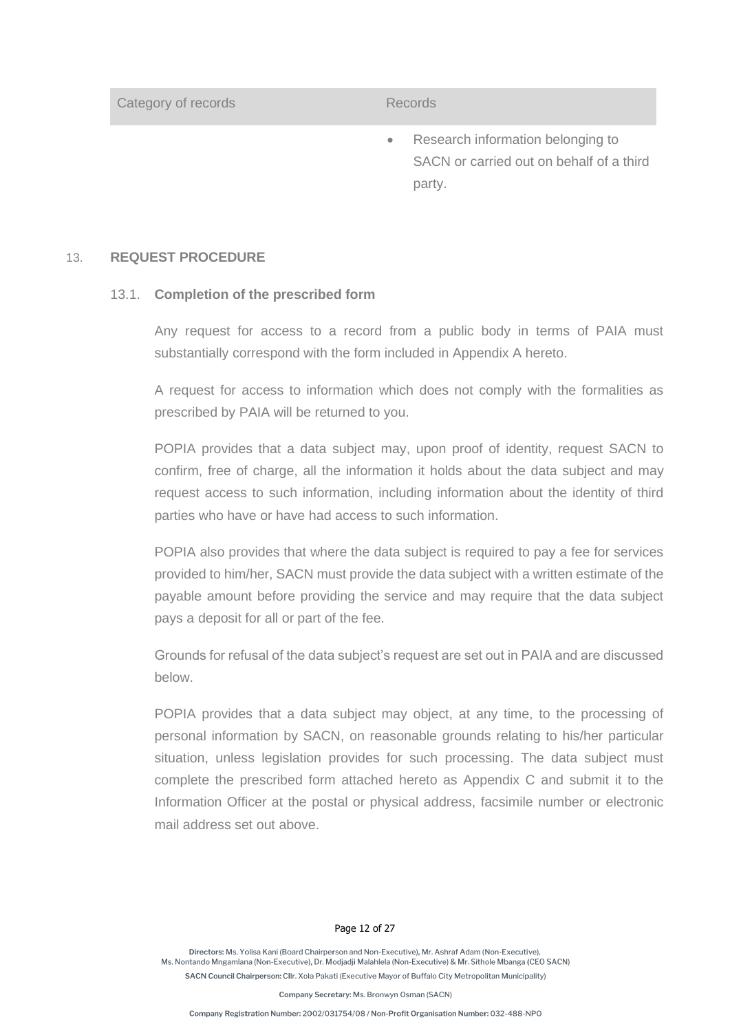| Category of records | Records |
| --- | --- |
| | • Research information belonging to SACN or carried out on behalf of a third party. |

## 13. REQUEST PROCEDURE

### 13.1. Completion of the prescribed form

Any request for access to a record from a public body in terms of PAIA must substantially correspond with the form included in Appendix A hereto.

A request for access to information which does not comply with the formalities as prescribed by PAIA will be returned to you.

POPIA provides that a data subject may, upon proof of identity, request SACN to confirm, free of charge, all the information it holds about the data subject and may request access to such information, including information about the identity of third parties who have or have had access to such information.

POPIA also provides that where the data subject is required to pay a fee for services provided to him/her, SACN must provide the data subject with a written estimate of the payable amount before providing the service and may require that the data subject pays a deposit for all or part of the fee.

Grounds for refusal of the data subject's request are set out in PAIA and are discussed below.

POPIA provides that a data subject may object, at any time, to the processing of personal information by SACN, on reasonable grounds relating to his/her particular situation, unless legislation provides for such processing. The data subject must complete the prescribed form attached hereto as Appendix C and submit it to the Information Officer at the postal or physical address, facsimile number or electronic mail address set out above.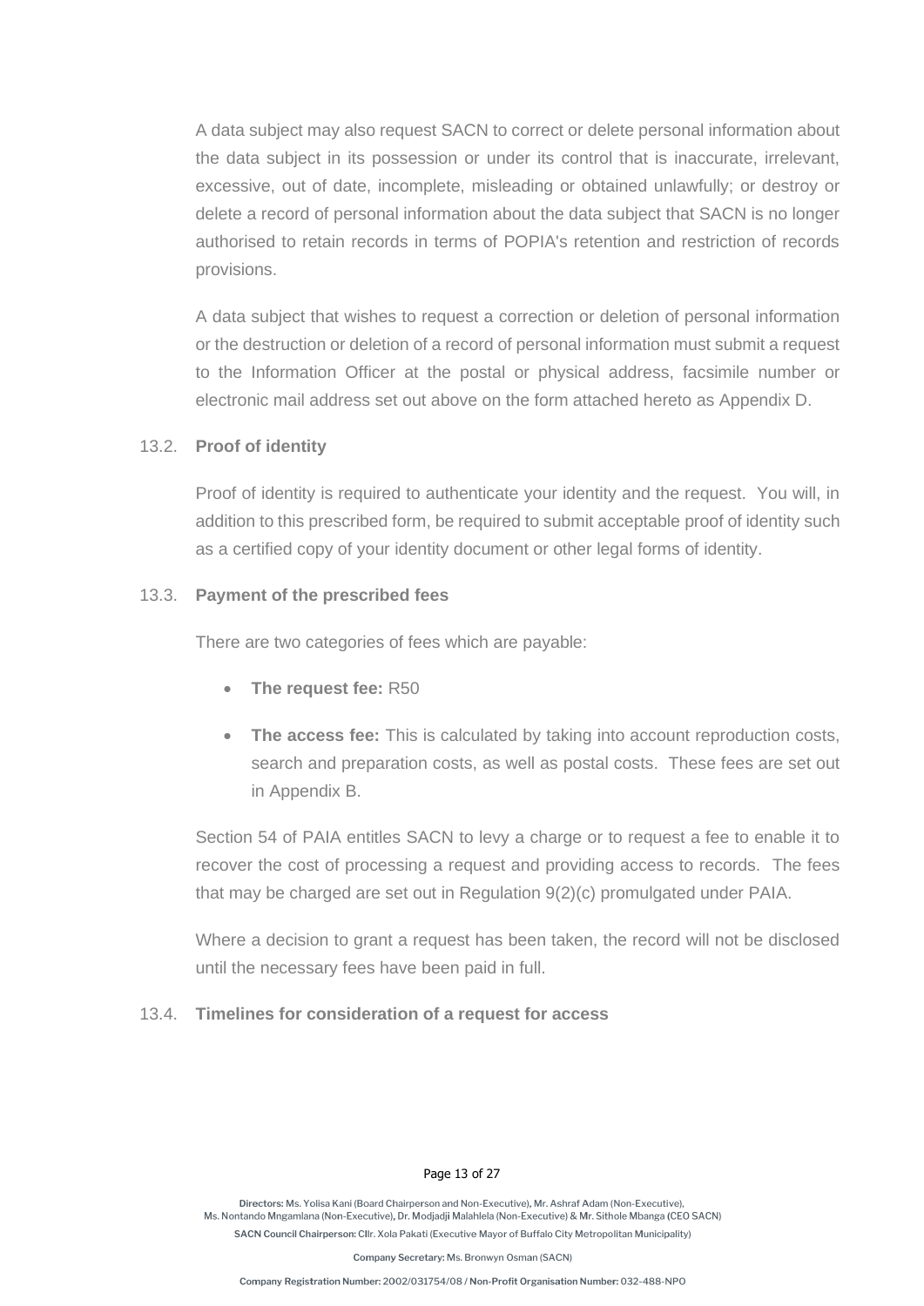A data subject may also request SACN to correct or delete personal information about the data subject in its possession or under its control that is inaccurate, irrelevant, excessive, out of date, incomplete, misleading or obtained unlawfully; or destroy or delete a record of personal information about the data subject that SACN is no longer authorised to retain records in terms of POPIA's retention and restriction of records provisions.

A data subject that wishes to request a correction or deletion of personal information or the destruction or deletion of a record of personal information must submit a request to the Information Officer at the postal or physical address, facsimile number or electronic mail address set out above on the form attached hereto as Appendix D.

### 13.2. **Proof of identity**

Proof of identity is required to authenticate your identity and the request. You will, in addition to this prescribed form, be required to submit acceptable proof of identity such as a certified copy of your identity document or other legal forms of identity.

### 13.3. **Payment of the prescribed fees**

There are two categories of fees which are payable:

- **The request fee:** R50
- **The access fee:** This is calculated by taking into account reproduction costs, search and preparation costs, as well as postal costs. These fees are set out in Appendix B.

Section 54 of PAIA entitles SACN to levy a charge or to request a fee to enable it to recover the cost of processing a request and providing access to records. The fees that may be charged are set out in Regulation 9(2)(c) promulgated under PAIA.

Where a decision to grant a request has been taken, the record will not be disclosed until the necessary fees have been paid in full.

### 13.4. **Timelines for consideration of a request for access**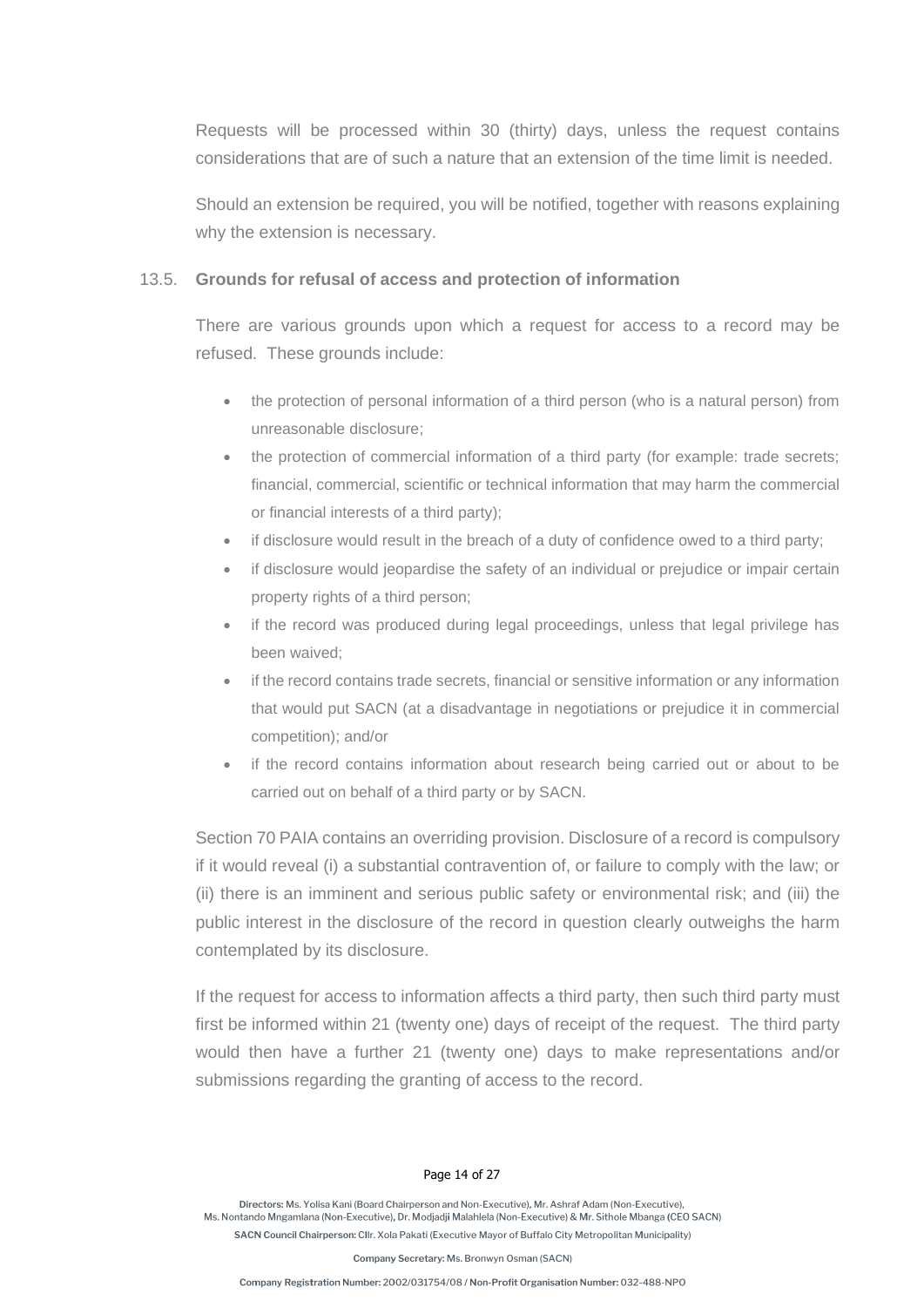Requests will be processed within 30 (thirty) days, unless the request contains considerations that are of such a nature that an extension of the time limit is needed.

Should an extension be required, you will be notified, together with reasons explaining why the extension is necessary.

### 13.5. Grounds for refusal of access and protection of information

There are various grounds upon which a request for access to a record may be refused. These grounds include:

- the protection of personal information of a third person (who is a natural person) from unreasonable disclosure;
- the protection of commercial information of a third party (for example: trade secrets; financial, commercial, scientific or technical information that may harm the commercial or financial interests of a third party);
- if disclosure would result in the breach of a duty of confidence owed to a third party;
- if disclosure would jeopardise the safety of an individual or prejudice or impair certain property rights of a third person;
- if the record was produced during legal proceedings, unless that legal privilege has been waived;
- if the record contains trade secrets, financial or sensitive information or any information that would put SACN (at a disadvantage in negotiations or prejudice it in commercial competition); and/or
- if the record contains information about research being carried out or about to be carried out on behalf of a third party or by SACN.

Section 70 PAIA contains an overriding provision. Disclosure of a record is compulsory if it would reveal (i) a substantial contravention of, or failure to comply with the law; or (ii) there is an imminent and serious public safety or environmental risk; and (iii) the public interest in the disclosure of the record in question clearly outweighs the harm contemplated by its disclosure.

If the request for access to information affects a third party, then such third party must first be informed within 21 (twenty one) days of receipt of the request. The third party would then have a further 21 (twenty one) days to make representations and/or submissions regarding the granting of access to the record.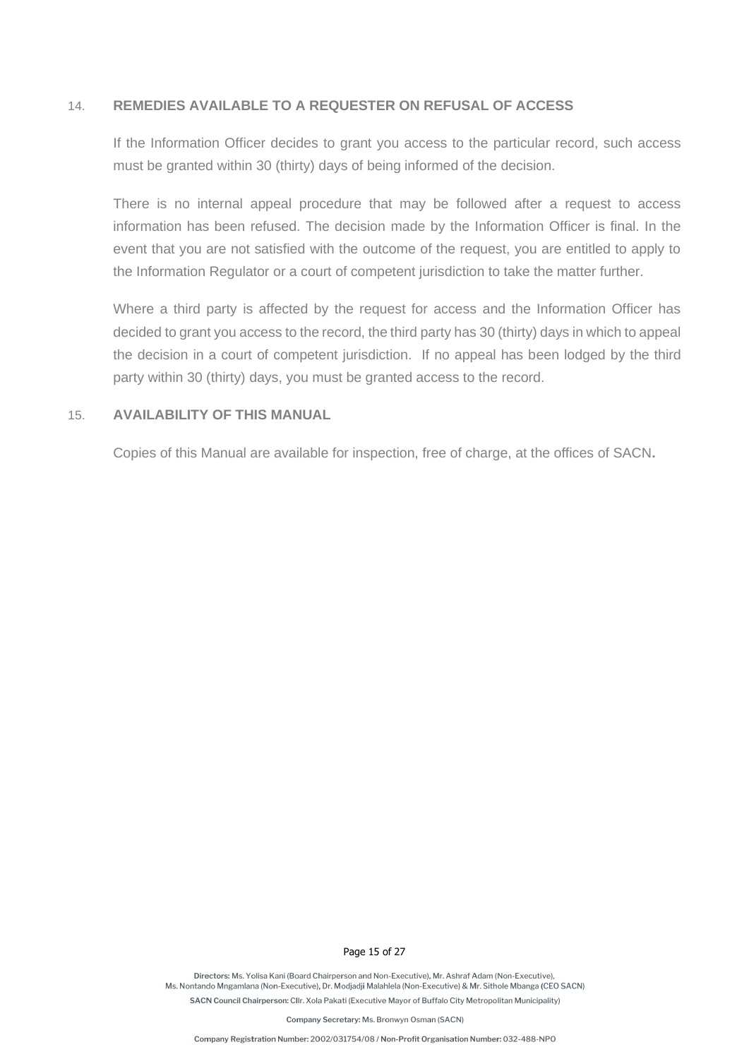## 14. REMEDIES AVAILABLE TO A REQUESTER ON REFUSAL OF ACCESS

If the Information Officer decides to grant you access to the particular record, such access must be granted within 30 (thirty) days of being informed of the decision.

There is no internal appeal procedure that may be followed after a request to access information has been refused. The decision made by the Information Officer is final. In the event that you are not satisfied with the outcome of the request, you are entitled to apply to the Information Regulator or a court of competent jurisdiction to take the matter further.

Where a third party is affected by the request for access and the Information Officer has decided to grant you access to the record, the third party has 30 (thirty) days in which to appeal the decision in a court of competent jurisdiction. If no appeal has been lodged by the third party within 30 (thirty) days, you must be granted access to the record.

## 15. AVAILABILITY OF THIS MANUAL

Copies of this Manual are available for inspection, free of charge, at the offices of SACN.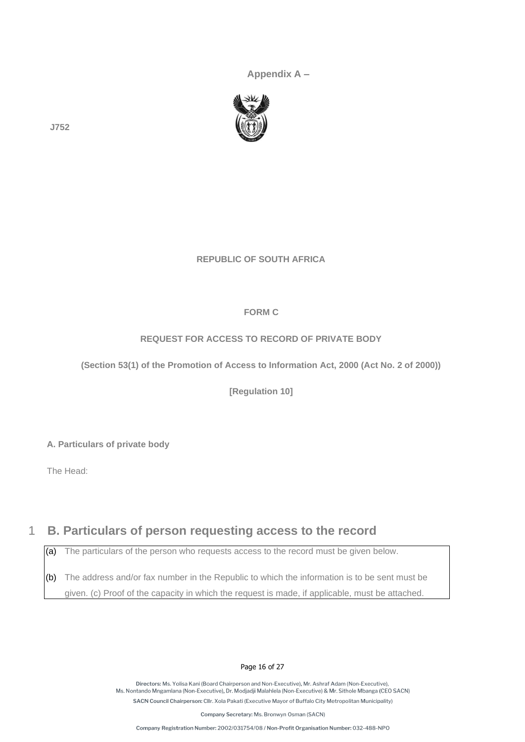**Appendix A –**

J752

**REPUBLIC OF SOUTH AFRICA**

**FORM C**

**REQUEST FOR ACCESS TO RECORD OF PRIVATE BODY**

**(Section 53(1) of the Promotion of Access to Information Act, 2000 (Act No. 2 of 2000))**

**[Regulation 10]**

**A. Particulars of private body**

The Head:

## 1 B. Particulars of person requesting access to the record

(a) The particulars of the person who requests access to the record must be given below.

(b) The address and/or fax number in the Republic to which the information is to be sent must be given. (c) Proof of the capacity in which the request is made, if applicable, must be attached.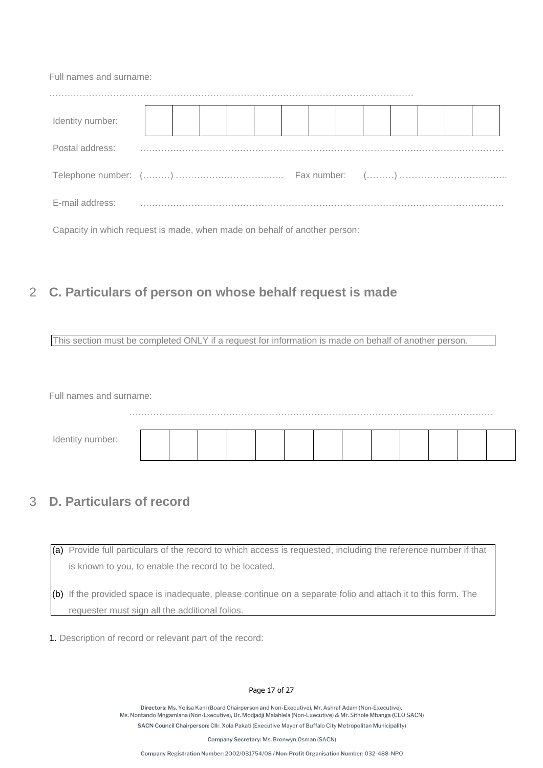Full names and surname:

……………………………………………………………………………………………………………

| Identity number: | | | | | | | | | | | | | |
|---|---|---|---|---|---|---|---|---|---|---|---|---|---|

Postal address: ……………………………………………………………………………………………………………

Telephone number: (………) …………………………….…. Fax number: (………) ………………………….…….

E-mail address: ……………………………………………………………………………………………………………

Capacity in which request is made, when made on behalf of another person:

## 2 C. Particulars of person on whose behalf request is made

This section must be completed ONLY if a request for information is made on behalf of another person.

Full names and surname:

……………………………………………………………………………………………………………

| Identity number: | | | | | | | | | | | | | |
|---|---|---|---|---|---|---|---|---|---|---|---|---|---|

## 3 D. Particulars of record

(a) Provide full particulars of the record to which access is requested, including the reference number if that is known to you, to enable the record to be located.

(b) If the provided space is inadequate, please continue on a separate folio and attach it to this form. The requester must sign all the additional folios.

1. Description of record or relevant part of the record:

Directors: Ms. Yolisa Kani (Board Chairperson and Non-Executive), Mr. Ashraf Adam (Non-Executive), Ms. Nontando Mngamlana (Non-Executive), Dr. Modjadji Malahlela (Non-Executive) & Mr. Sithole Mbanga (CEO SACN)

SACN Council Chairperson: Cllr. Xola Pakati (Executive Mayor of Buffalo City Metropolitan Municipality)

Company Secretary: Ms. Bronwyn Osman (SACN)

Company Registration Number: 2002/031754/08 / Non-Profit Organisation Number: 032-488-NPO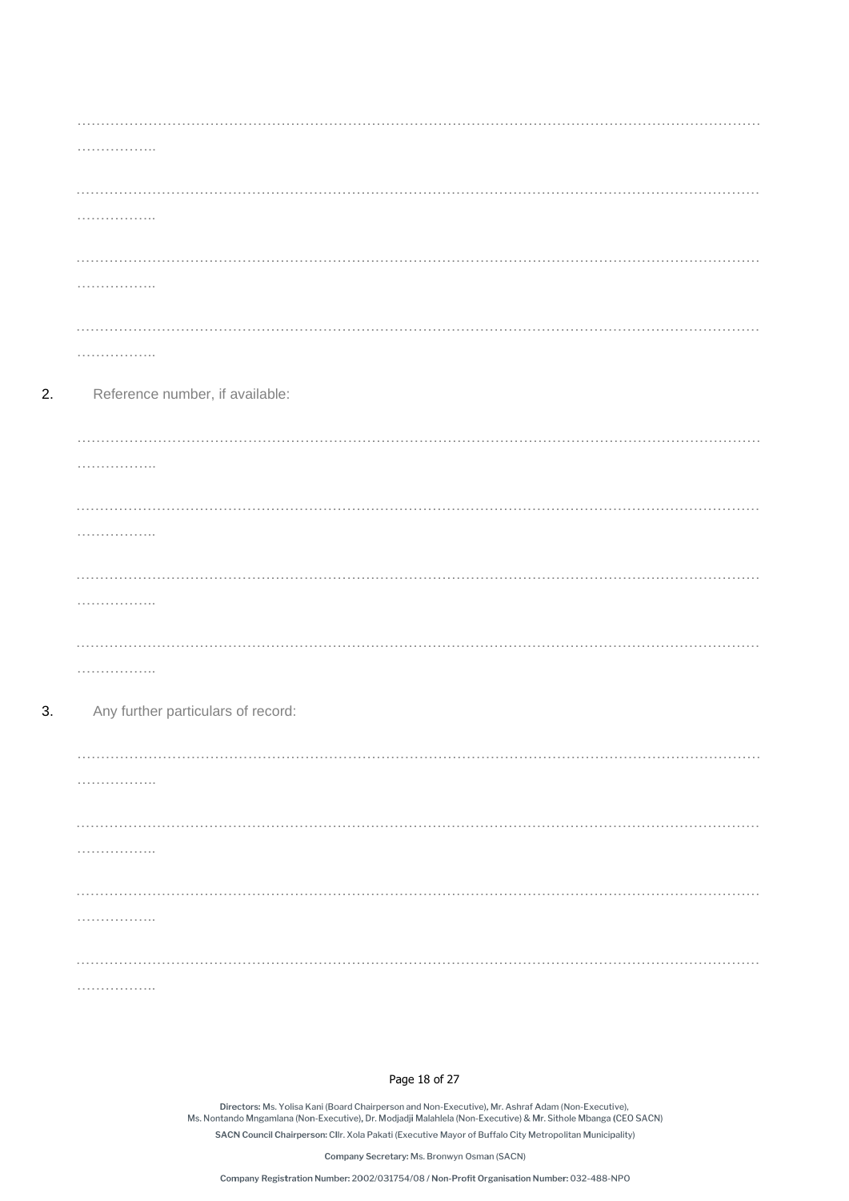……………………………………………………………………………………………………………………………………………………………

………………

……………………………………………………………………………………………………………………………………………………………

………………

……………………………………………………………………………………………………………………………………………………………

………………

……………………………………………………………………………………………………………………………………………………………

………………

2. Reference number, if available:

……………………………………………………………………………………………………………………………………………………………

………………

……………………………………………………………………………………………………………………………………………………………

………………

……………………………………………………………………………………………………………………………………………………………

………………

……………………………………………………………………………………………………………………………………………………………

………………

3. Any further particulars of record:

……………………………………………………………………………………………………………………………………………………………

………………

……………………………………………………………………………………………………………………………………………………………

………………

……………………………………………………………………………………………………………………………………………………………

………………

……………………………………………………………………………………………………………………………………………………………

………………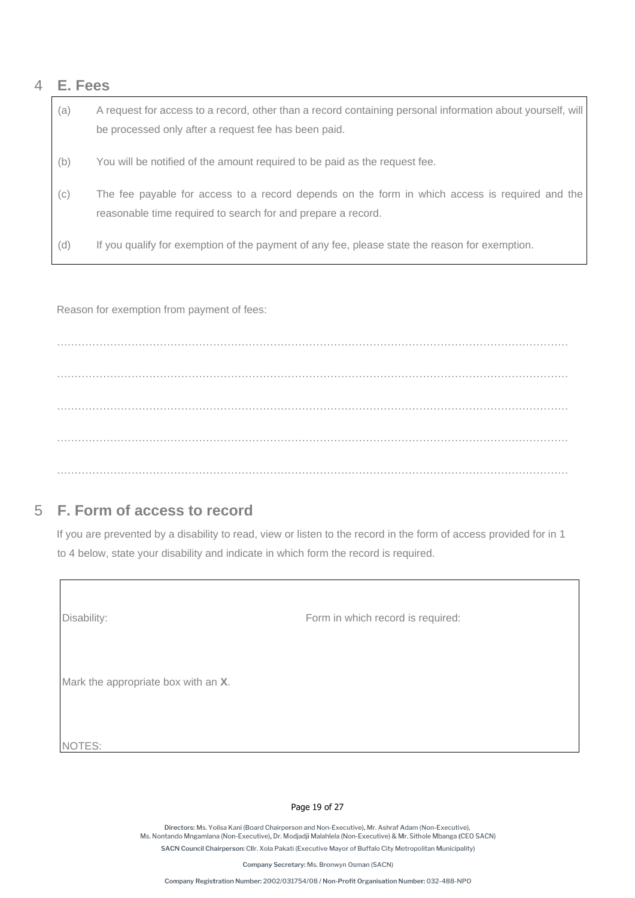## 4 E. Fees

(a) A request for access to a record, other than a record containing personal information about yourself, will be processed only after a request fee has been paid.

(b) You will be notified of the amount required to be paid as the request fee.

(c) The fee payable for access to a record depends on the form in which access is required and the reasonable time required to search for and prepare a record.

(d) If you qualify for exemption of the payment of any fee, please state the reason for exemption.

Reason for exemption from payment of fees:

…………………………………………………………………………………………………………………………

…………………………………………………………………………………………………………………………

…………………………………………………………………………………………………………………………

…………………………………………………………………………………………………………………………

…………………………………………………………………………………………………………………………

## 5 F. Form of access to record

If you are prevented by a disability to read, view or listen to the record in the form of access provided for in 1 to 4 below, state your disability and indicate in which form the record is required.

| Disability: | Form in which record is required: |
| --- | --- |

Mark the appropriate box with an **X**.

NOTES: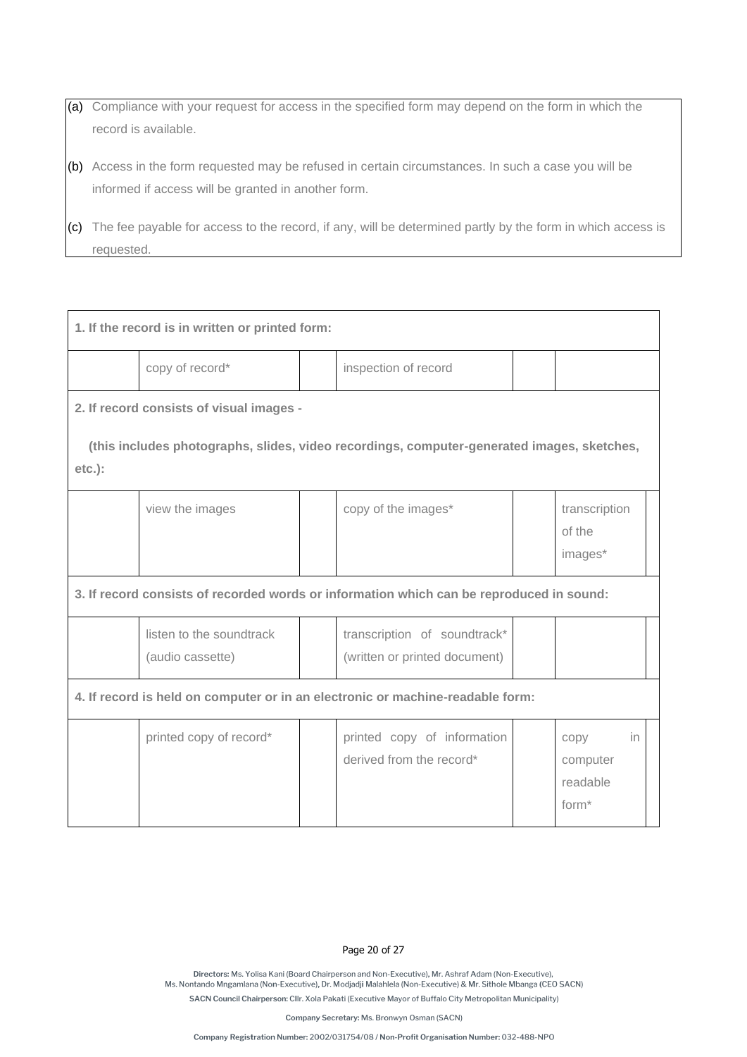(a) Compliance with your request for access in the specified form may depend on the form in which the record is available.

(b) Access in the form requested may be refused in certain circumstances. In such a case you will be informed if access will be granted in another form.

(c) The fee payable for access to the record, if any, will be determined partly by the form in which access is requested.

| **1. If the record is in written or printed form:** | | | | | | |
|---|---|---|---|---|---|---|
| | copy of record* | | inspection of record | | | |
| **2. If record consists of visual images - (this includes photographs, slides, video recordings, computer-generated images, sketches, etc.):** | | | | | | |
| | view the images | | copy of the images* | | transcription of the images* | |
| **3. If record consists of recorded words or information which can be reproduced in sound:** | | | | | | |
| | listen to the soundtrack (audio cassette) | | transcription of soundtrack* (written or printed document) | | | |
| **4. If record is held on computer or in an electronic or machine-readable form:** | | | | | | |
| | printed copy of record* | | printed copy of information derived from the record* | | copy in computer readable form* | |

**Directors:** Ms. Yolisa Kani (Board Chairperson and Non-Executive), Mr. Ashraf Adam (Non-Executive), Ms. Nontando Mngamlana (Non-Executive), Dr. Modjadji Malahlela (Non-Executive) & Mr. Sithole Mbanga (CEO SACN)

**SACN Council Chairperson:** Cllr. Xola Pakati (Executive Mayor of Buffalo City Metropolitan Municipality)

**Company Secretary:** Ms. Bronwyn Osman (SACN)

**Company Registration Number:** 2002/031754/08 / **Non-Profit Organisation Number:** 032-488-NPO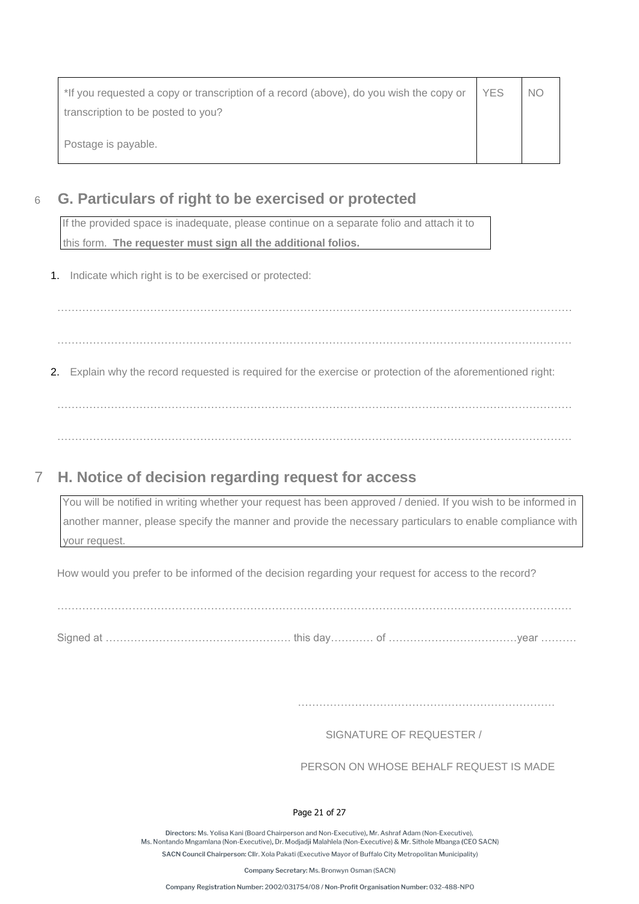| *If you requested a copy or transcription of a record (above), do you wish the copy or transcription to be posted to you?<br><br>Postage is payable. | YES | NO |
|---|---|---|

## 6 G. Particulars of right to be exercised or protected

If the provided space is inadequate, please continue on a separate folio and attach it to this form. **The requester must sign all the additional folios.**

1. Indicate which right is to be exercised or protected:

……………………………………………………………………………………………………………………………

……………………………………………………………………………………………………………………………

2. Explain why the record requested is required for the exercise or protection of the aforementioned right:

……………………………………………………………………………………………………………………………

……………………………………………………………………………………………………………………………

## 7 H. Notice of decision regarding request for access

You will be notified in writing whether your request has been approved / denied. If you wish to be informed in another manner, please specify the manner and provide the necessary particulars to enable compliance with your request.

How would you prefer to be informed of the decision regarding your request for access to the record?

……………………………………………………………………………………………………………………………

Signed at …………………………………………… this day………… of ………………………………year ……….

……………………………………………………………

SIGNATURE OF REQUESTER /

PERSON ON WHOSE BEHALF REQUEST IS MADE

**Directors:** Ms. Yolisa Kani (Board Chairperson and Non-Executive), Mr. Ashraf Adam (Non-Executive), Ms. Nontando Mngamlana (Non-Executive), Dr. Modjadji Malahlela (Non-Executive) & Mr. Sithole Mbanga (CEO SACN)

**SACN Council Chairperson:** Cllr. Xola Pakati (Executive Mayor of Buffalo City Metropolitan Municipality)

**Company Secretary:** Ms. Bronwyn Osman (SACN)

**Company Registration Number:** 2002/031754/08 / **Non-Profit Organisation Number:** 032-488-NPO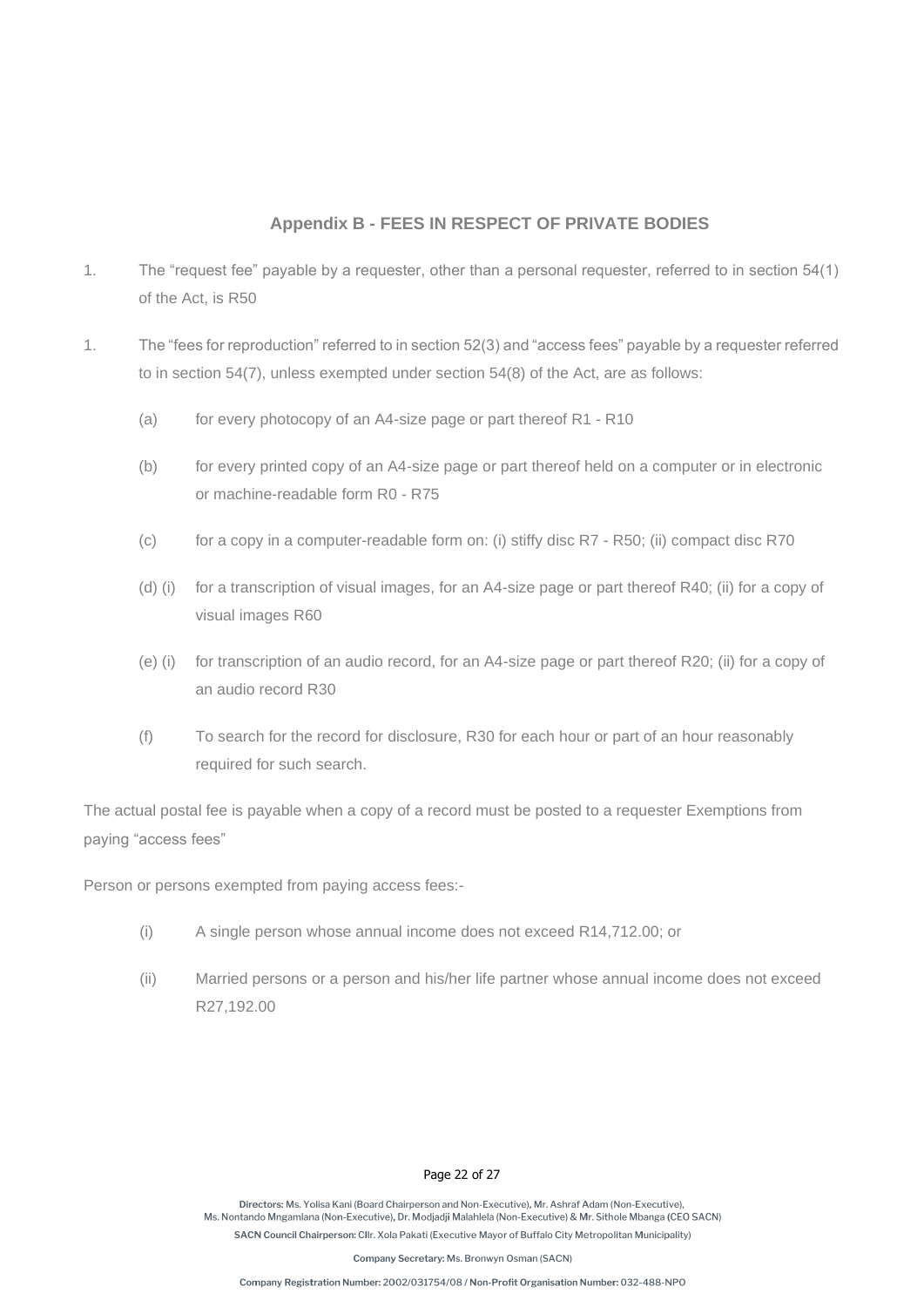## Appendix B - FEES IN RESPECT OF PRIVATE BODIES

1. The "request fee" payable by a requester, other than a personal requester, referred to in section 54(1) of the Act, is R50

1. The "fees for reproduction" referred to in section 52(3) and "access fees" payable by a requester referred to in section 54(7), unless exempted under section 54(8) of the Act, are as follows:

   (a) for every photocopy of an A4-size page or part thereof R1 - R10

   (b) for every printed copy of an A4-size page or part thereof held on a computer or in electronic or machine-readable form R0 - R75

   (c) for a copy in a computer-readable form on: (i) stiffy disc R7 - R50; (ii) compact disc R70

   (d) (i) for a transcription of visual images, for an A4-size page or part thereof R40; (ii) for a copy of visual images R60

   (e) (i) for transcription of an audio record, for an A4-size page or part thereof R20; (ii) for a copy of an audio record R30

   (f) To search for the record for disclosure, R30 for each hour or part of an hour reasonably required for such search.

The actual postal fee is payable when a copy of a record must be posted to a requester Exemptions from paying "access fees"

Person or persons exempted from paying access fees:-

(i) A single person whose annual income does not exceed R14,712.00; or

(ii) Married persons or a person and his/her life partner whose annual income does not exceed R27,192.00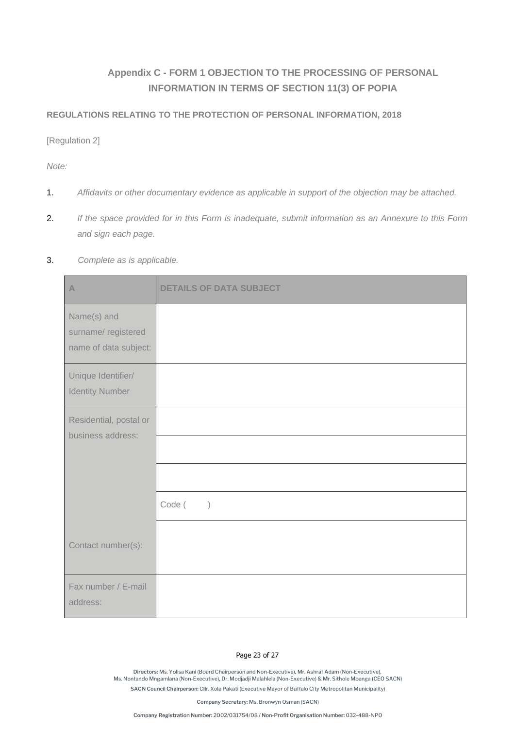## Appendix C - FORM 1 OBJECTION TO THE PROCESSING OF PERSONAL INFORMATION IN TERMS OF SECTION 11(3) OF POPIA

**REGULATIONS RELATING TO THE PROTECTION OF PERSONAL INFORMATION, 2018**

[Regulation 2]

*Note:*

1. *Affidavits or other documentary evidence as applicable in support of the objection may be attached.*
2. *If the space provided for in this Form is inadequate, submit information as an Annexure to this Form and sign each page.*
3. *Complete as is applicable.*

| A | DETAILS OF DATA SUBJECT |
|---|---|
| Name(s) and surname/ registered name of data subject: | |
| Unique Identifier/ Identity Number | |
| Residential, postal or business address: | |
| | |
| | |
| | Code ( ) |
| Contact number(s): | |
| Fax number / E-mail address: | |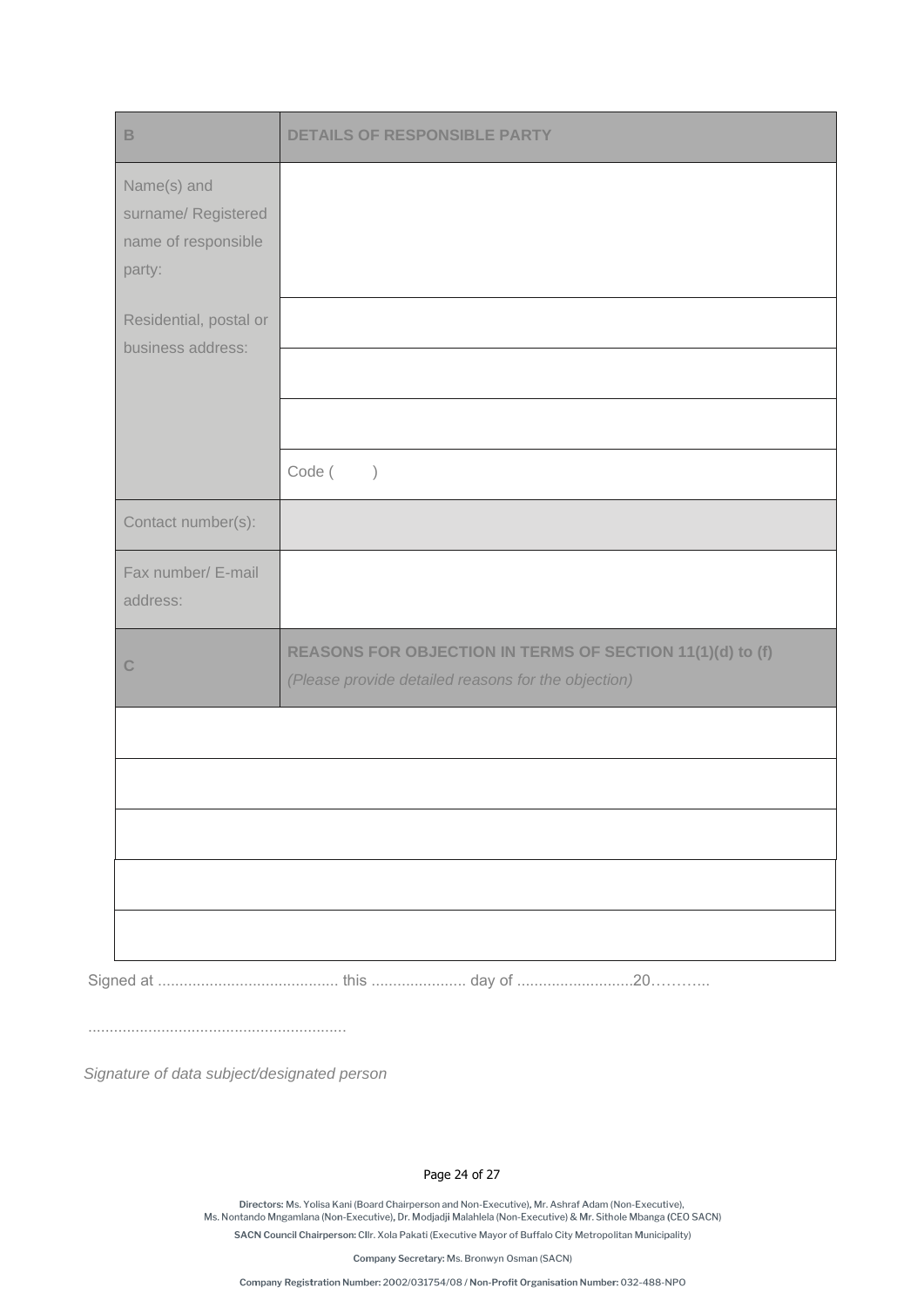| B | DETAILS OF RESPONSIBLE PARTY |
|---|---|
| Name(s) and surname/ Registered name of responsible party: | |
| Residential, postal or business address: | |
| | |
| | |
| | Code (     ) |
| Contact number(s): | |
| Fax number/ E-mail address: | |

| C | REASONS FOR OBJECTION IN TERMS OF SECTION 11(1)(d) to (f) *(Please provide detailed reasons for the objection)* |
|---|---|
| | |
| | |
| | |
| | |
| | |

Signed at ......................................... this ...................... day of ...........................20………..

...........................................................

*Signature of data subject/designated person*

**Directors:** Ms. Yolisa Kani (Board Chairperson and Non-Executive), Mr. Ashraf Adam (Non-Executive), Ms. Nontando Mngamlana (Non-Executive), Dr. Modjadji Malahlela (Non-Executive) & Mr. Sithole Mbanga (CEO SACN)

**SACN Council Chairperson:** Cllr. Xola Pakati (Executive Mayor of Buffalo City Metropolitan Municipality)

**Company Secretary:** Ms. Bronwyn Osman (SACN)

**Company Registration Number:** 2002/031754/08 / **Non-Profit Organisation Number:** 032-488-NPO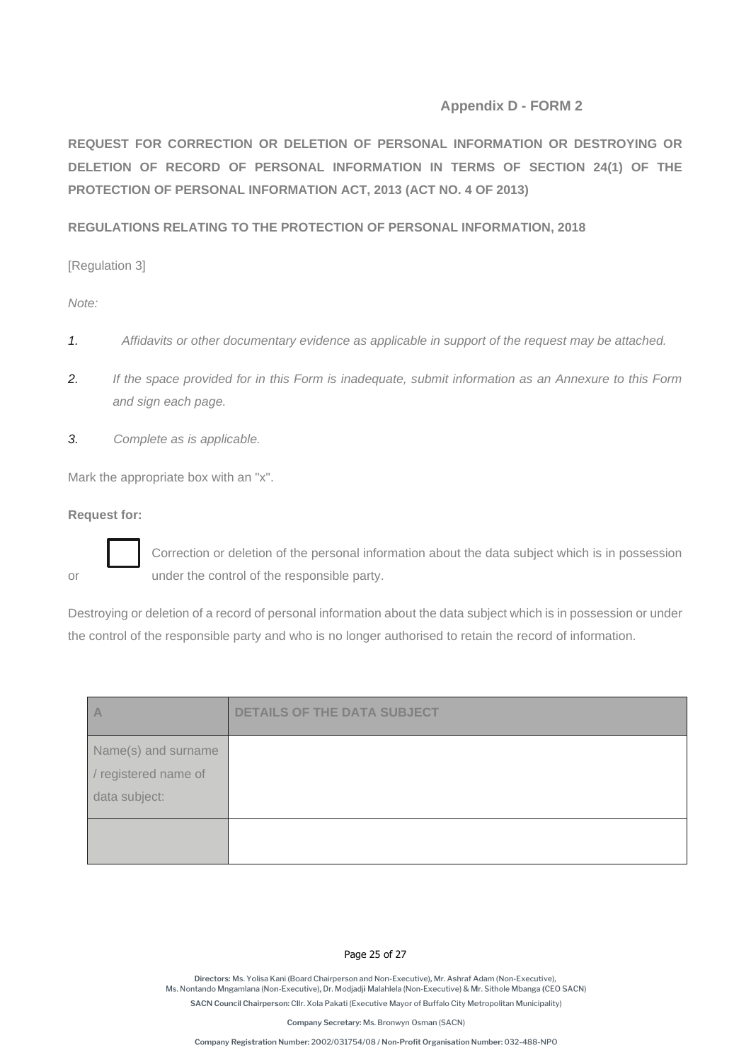**Appendix D - FORM 2**

**REQUEST FOR CORRECTION OR DELETION OF PERSONAL INFORMATION OR DESTROYING OR DELETION OF RECORD OF PERSONAL INFORMATION IN TERMS OF SECTION 24(1) OF THE PROTECTION OF PERSONAL INFORMATION ACT, 2013 (ACT NO. 4 OF 2013)**

**REGULATIONS RELATING TO THE PROTECTION OF PERSONAL INFORMATION, 2018**

[Regulation 3]

*Note:*

1. *Affidavits or other documentary evidence as applicable in support of the request may be attached.*
2. *If the space provided for in this Form is inadequate, submit information as an Annexure to this Form and sign each page.*
3. *Complete as is applicable.*

Mark the appropriate box with an "x".

**Request for:**

☐ Correction or deletion of the personal information about the data subject which is in possession or under the control of the responsible party.

Destroying or deletion of a record of personal information about the data subject which is in possession or under the control of the responsible party and who is no longer authorised to retain the record of information.

| A | DETAILS OF THE DATA SUBJECT |
|---|---|
| Name(s) and surname / registered name of data subject: | |
| | |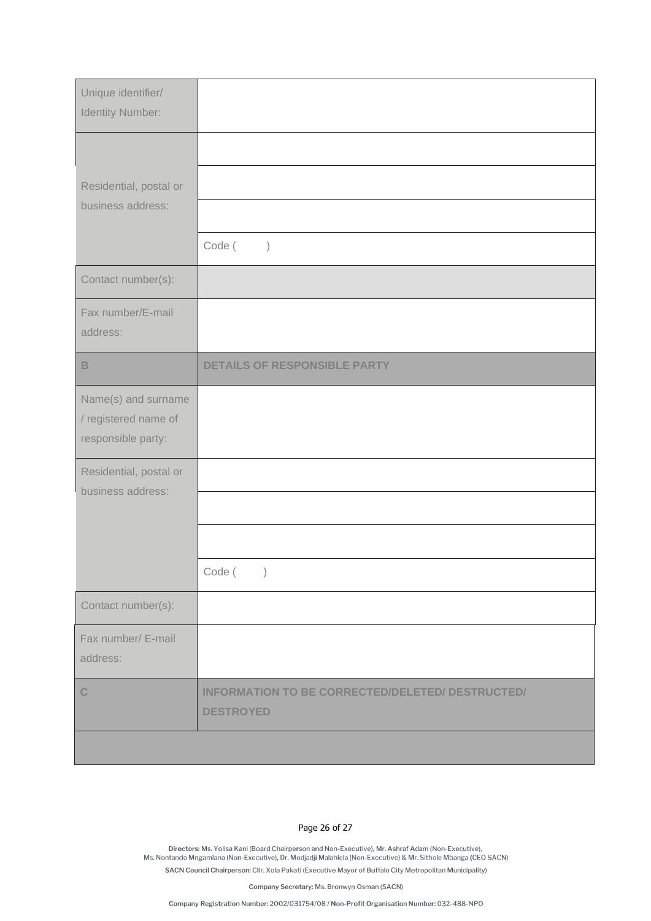| | |
|---|---|
| Unique identifier/ Identity Number: | |
| | |
| Residential, postal or business address: | |
| | |
| | Code ( ) |
| Contact number(s): | |
| Fax number/E-mail address: | |
| **B** | **DETAILS OF RESPONSIBLE PARTY** |
| Name(s) and surname / registered name of responsible party: | |
| Residential, postal or business address: | |
| | |
| | |
| | Code ( ) |
| Contact number(s): | |
| Fax number/ E-mail address: | |
| **C** | **INFORMATION TO BE CORRECTED/DELETED/ DESTRUCTED/ DESTROYED** |
| | |

Directors: Ms. Yolisa Kani (Board Chairperson and Non-Executive), Mr. Ashraf Adam (Non-Executive), Ms. Nontando Mngamlana (Non-Executive), Dr. Modjadji Malahlela (Non-Executive) & Mr. Sithole Mbanga (CEO SACN)

SACN Council Chairperson: Cllr. Xola Pakati (Executive Mayor of Buffalo City Metropolitan Municipality)

Company Secretary: Ms. Bronwyn Osman (SACN)

Company Registration Number: 2002/031754/08 / Non-Profit Organisation Number: 032-488-NPO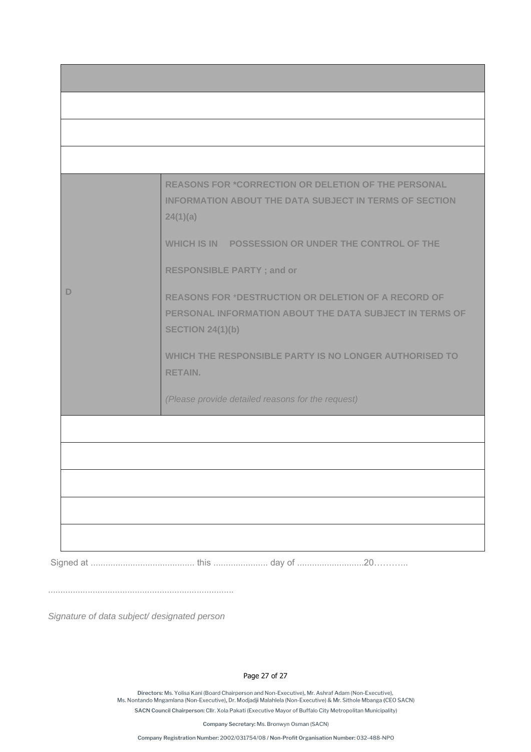| | |
|---|---|
| | |
| | |
| | |
| | |
| **D** | **REASONS FOR \*CORRECTION OR DELETION OF THE PERSONAL INFORMATION ABOUT THE DATA SUBJECT IN TERMS OF SECTION 24(1)(a)** <br><br> **WHICH IS IN POSSESSION OR UNDER THE CONTROL OF THE** <br><br> **RESPONSIBLE PARTY ; and or** <br><br> **REASONS FOR \*DESTRUCTION OR DELETION OF A RECORD OF PERSONAL INFORMATION ABOUT THE DATA SUBJECT IN TERMS OF SECTION 24(1)(b)** <br><br> **WHICH THE RESPONSIBLE PARTY IS NO LONGER AUTHORISED TO RETAIN.** <br><br> *(Please provide detailed reasons for the request)* |
| | |
| | |
| | |
| | |
| | |

Signed at .......................................... this ...................... day of ...........................20………..

..........................................................................

*Signature of data subject/ designated person*

**Directors:** Ms. Yolisa Kani (Board Chairperson and Non-Executive), Mr. Ashraf Adam (Non-Executive), Ms. Nontando Mngamlana (Non-Executive), Dr. Modjadji Malahlela (Non-Executive) & Mr. Sithole Mbanga (CEO SACN)

**SACN Council Chairperson:** Cllr. Xola Pakati (Executive Mayor of Buffalo City Metropolitan Municipality)

**Company Secretary:** Ms. Bronwyn Osman (SACN)

**Company Registration Number:** 2002/031754/08 / **Non-Profit Organisation Number:** 032-488-NPO